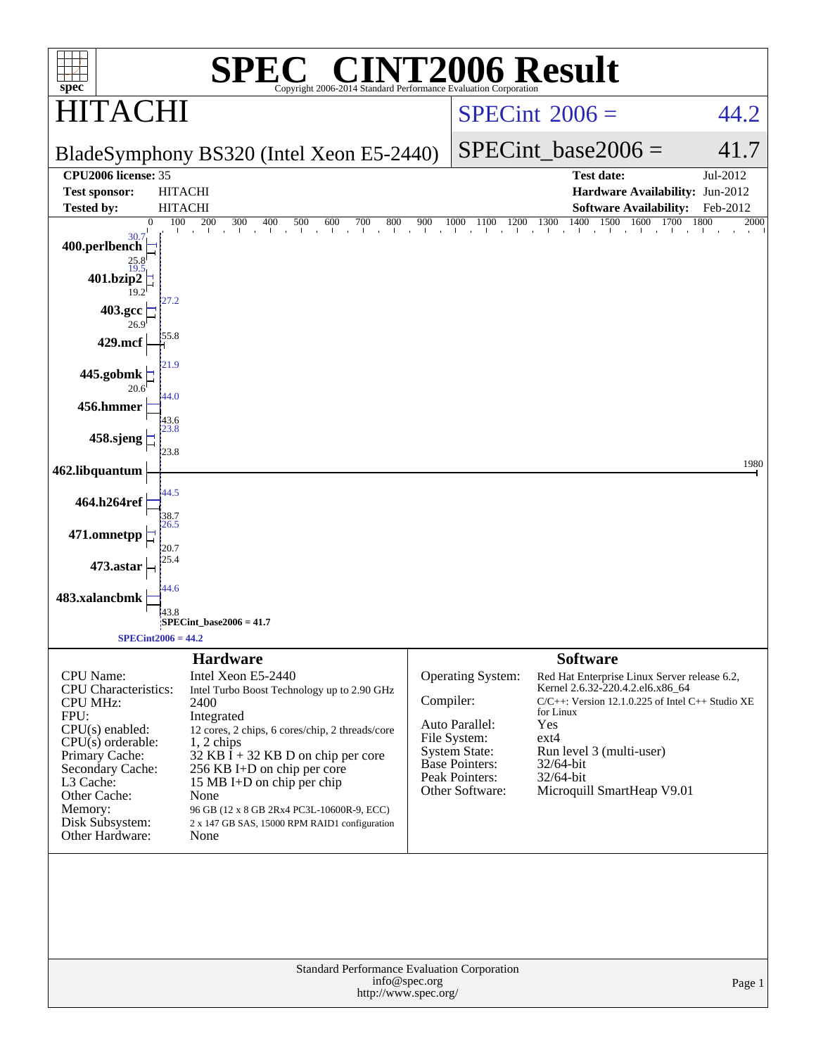# SPEC® CINT2006 Result

Copyright 2006-2014 Standard Performance Evaluation Corporation

## HITACHI

BladeSymphony BS320 (Intel Xeon E5-2440)

SPECint_2006 = 44.2

SPECint_base2006 = 41.7

| | | | |
|---|---|---|---|
| **CPU2006 license:** 35 | | **Test date:** | Jul-2012 |
| **Test sponsor:** | HITACHI | **Hardware Availability:** | Jun-2012 |
| **Tested by:** | HITACHI | **Software Availability:** | Feb-2012 |

| Benchmark | Peak | Base |
|---|---|---|
| 400.perlbench | 30.7 | 25.8 |
| 401.bzip2 | 19.5 | 19.2 |
| 403.gcc | 27.2 | 26.9 |
| 429.mcf | 55.8 | |
| 445.gobmk | 21.9 | 20.6 |
| 456.hmmer | 44.0 | 43.6 |
| 458.sjeng | 23.8 | 23.8 |
| 462.libquantum | 1980 | |
| 464.h264ref | 44.5 | 38.7 |
| 471.omnetpp | 26.5 | 20.7 |
| 473.astar | 25.4 | |
| 483.xalancbmk | 44.6 | 43.8 |

SPECint_base2006 = 41.7

SPECint2006 = 44.2

### Hardware

| | |
|---|---|
| CPU Name: | Intel Xeon E5-2440 |
| CPU Characteristics: | Intel Turbo Boost Technology up to 2.90 GHz |
| CPU MHz: | 2400 |
| FPU: | Integrated |
| CPU(s) enabled: | 12 cores, 2 chips, 6 cores/chip, 2 threads/core |
| CPU(s) orderable: | 1, 2 chips |
| Primary Cache: | 32 KB I + 32 KB D on chip per core |
| Secondary Cache: | 256 KB I+D on chip per core |
| L3 Cache: | 15 MB I+D on chip per chip |
| Other Cache: | None |
| Memory: | 96 GB (12 x 8 GB 2Rx4 PC3L-10600R-9, ECC) |
| Disk Subsystem: | 2 x 147 GB SAS, 15000 RPM RAID1 configuration |
| Other Hardware: | None |

### Software

| | |
|---|---|
| Operating System: | Red Hat Enterprise Linux Server release 6.2, Kernel 2.6.32-220.4.2.el6.x86_64 |
| Compiler: | C/C++: Version 12.1.0.225 of Intel C++ Studio XE for Linux |
| Auto Parallel: | Yes |
| File System: | ext4 |
| System State: | Run level 3 (multi-user) |
| Base Pointers: | 32/64-bit |
| Peak Pointers: | 32/64-bit |
| Other Software: | Microquill SmartHeap V9.01 |

Standard Performance Evaluation Corporation
info@spec.org
http://www.spec.org/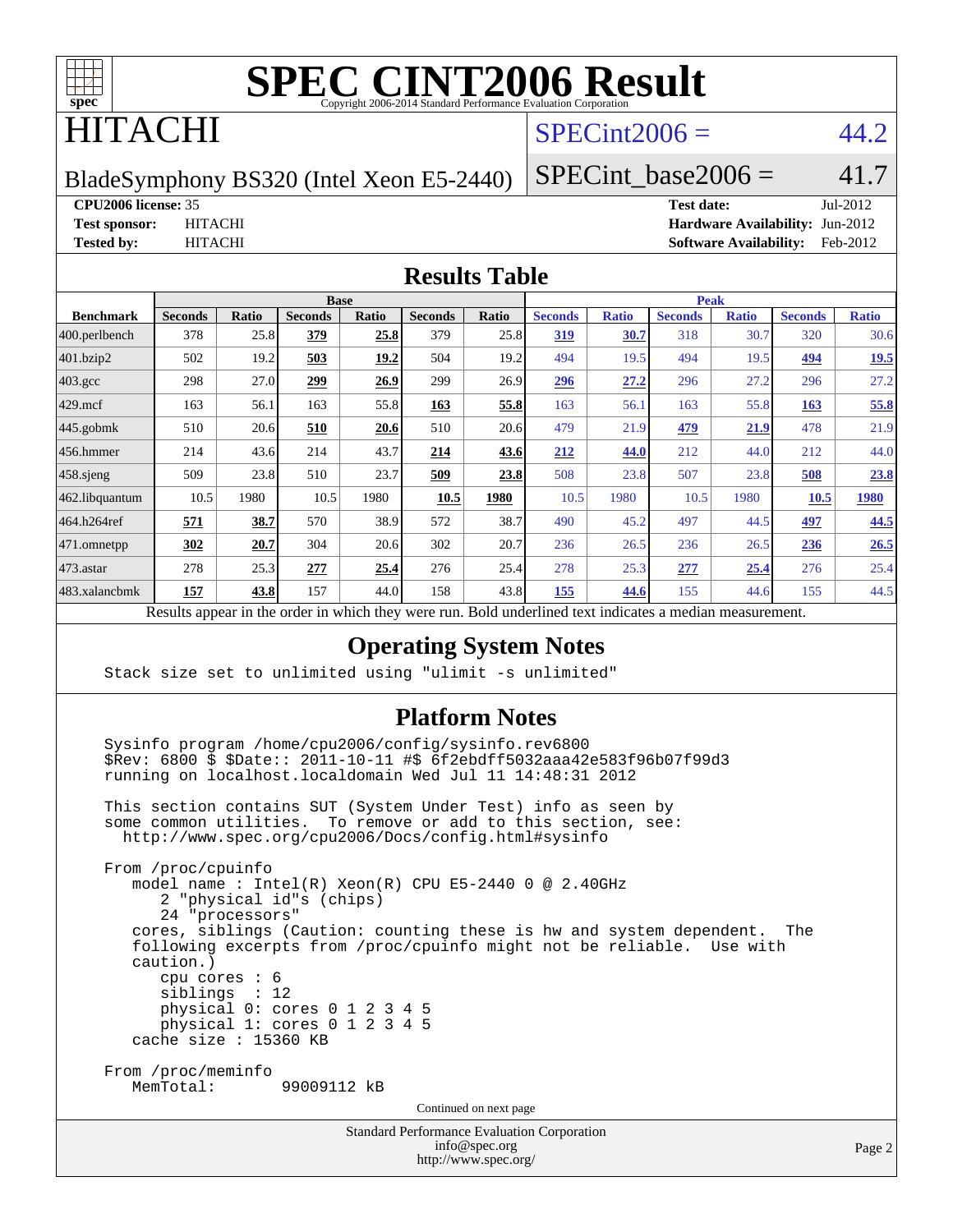# SPEC CINT2006 Result

Copyright 2006-2014 Standard Performance Evaluation Corporation

# HITACHI

BladeSymphony BS320 (Intel Xeon E5-2440)

SPECint2006 = 44.2

SPECint_base2006 = 41.7

**CPU2006 license:** 35
**Test sponsor:** HITACHI
**Tested by:** HITACHI

**Test date:** Jul-2012
**Hardware Availability:** Jun-2012
**Software Availability:** Feb-2012

## Results Table

| | Base | | | | | | Peak | | | | | |
|---|---|---|---|---|---|---|---|---|---|---|---|---|
| **Benchmark** | **Seconds** | **Ratio** | **Seconds** | **Ratio** | **Seconds** | **Ratio** | **Seconds** | **Ratio** | **Seconds** | **Ratio** | **Seconds** | **Ratio** |
| 400.perlbench | 378 | 25.8 | **379** | **25.8** | 379 | 25.8 | **319** | **30.7** | 318 | 30.7 | 320 | 30.6 |
| 401.bzip2 | 502 | 19.2 | **503** | **19.2** | 504 | 19.2 | 494 | 19.5 | 494 | 19.5 | **494** | **19.5** |
| 403.gcc | 298 | 27.0 | **299** | **26.9** | 299 | 26.9 | **296** | **27.2** | 296 | 27.2 | 296 | 27.2 |
| 429.mcf | 163 | 56.1 | 163 | 55.8 | **163** | **55.8** | 163 | 56.1 | 163 | 55.8 | **163** | **55.8** |
| 445.gobmk | 510 | 20.6 | **510** | **20.6** | 510 | 20.6 | 479 | 21.9 | **479** | **21.9** | 478 | 21.9 |
| 456.hmmer | 214 | 43.6 | 214 | 43.7 | **214** | **43.6** | **212** | **44.0** | 212 | 44.0 | 212 | 44.0 |
| 458.sjeng | 509 | 23.8 | 510 | 23.7 | **509** | **23.8** | 508 | 23.8 | 507 | 23.8 | **508** | **23.8** |
| 462.libquantum | 10.5 | 1980 | 10.5 | 1980 | **10.5** | **1980** | 10.5 | 1980 | 10.5 | 1980 | **10.5** | **1980** |
| 464.h264ref | **571** | **38.7** | 570 | 38.9 | 572 | 38.7 | 490 | 45.2 | 497 | 44.5 | **497** | **44.5** |
| 471.omnetpp | **302** | **20.7** | 304 | 20.6 | 302 | 20.7 | 236 | 26.5 | 236 | 26.5 | **236** | **26.5** |
| 473.astar | 278 | 25.3 | **277** | **25.4** | 276 | 25.4 | 278 | 25.3 | **277** | **25.4** | 276 | 25.4 |
| 483.xalancbmk | **157** | **43.8** | 157 | 44.0 | 158 | 43.8 | **155** | **44.6** | 155 | 44.6 | 155 | 44.5 |

Results appear in the order in which they were run. Bold underlined text indicates a median measurement.

## Operating System Notes

```
Stack size set to unlimited using "ulimit -s unlimited"
```

## Platform Notes

```
Sysinfo program /home/cpu2006/config/sysinfo.rev6800
$Rev: 6800 $ $Date:: 2011-10-11 #$ 6f2ebdff5032aaa42e583f96b07f99d3
running on localhost.localdomain Wed Jul 11 14:48:31 2012

This section contains SUT (System Under Test) info as seen by
some common utilities.  To remove or add to this section, see:
  http://www.spec.org/cpu2006/Docs/config.html#sysinfo

From /proc/cpuinfo
   model name : Intel(R) Xeon(R) CPU E5-2440 0 @ 2.40GHz
      2 "physical id"s (chips)
      24 "processors"
   cores, siblings (Caution: counting these is hw and system dependent.  The
   following excerpts from /proc/cpuinfo might not be reliable.  Use with
   caution.)
      cpu cores : 6
      siblings  : 12
      physical 0: cores 0 1 2 3 4 5
      physical 1: cores 0 1 2 3 4 5
   cache size : 15360 KB

From /proc/meminfo
   MemTotal:       99009112 kB
```

Continued on next page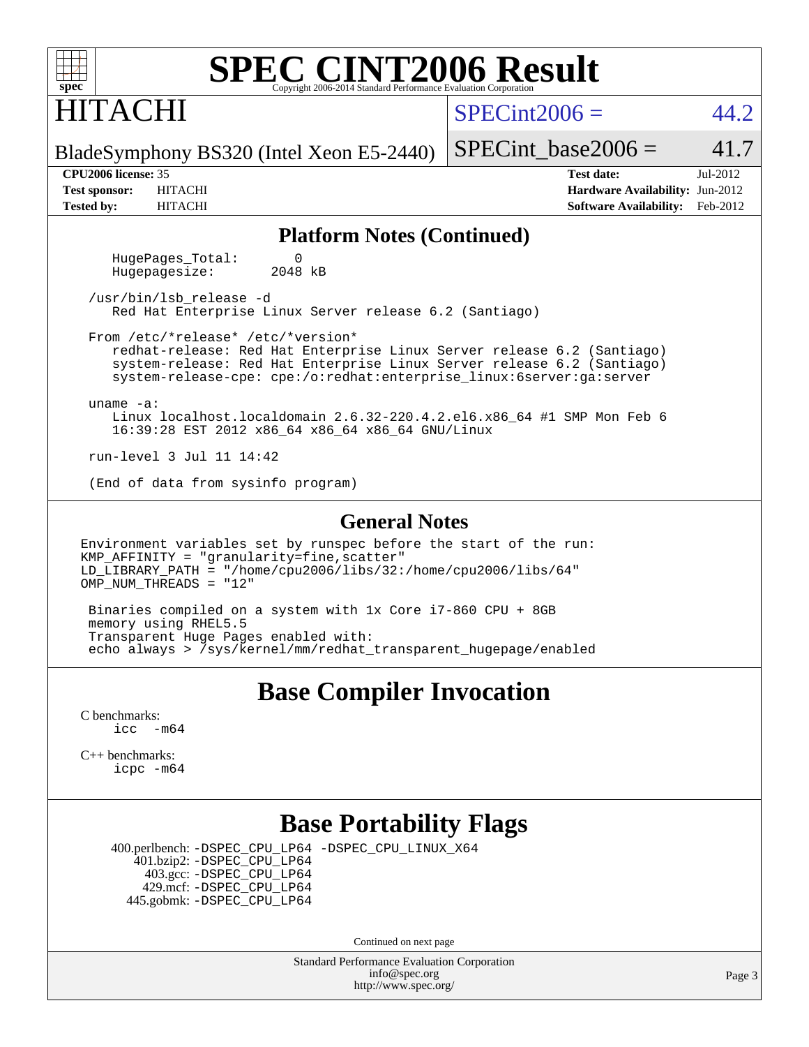# SPEC CINT2006 Result

HITACHI

BladeSymphony BS320 (Intel Xeon E5-2440)

SPECint2006 = 44.2

SPECint_base2006 = 41.7

**CPU2006 license:** 35
**Test sponsor:** HITACHI
**Tested by:** HITACHI

**Test date:** Jul-2012
**Hardware Availability:** Jun-2012
**Software Availability:** Feb-2012

## Platform Notes (Continued)

```
    HugePages_Total:       0
    Hugepagesize:       2048 kB

 /usr/bin/lsb_release -d
    Red Hat Enterprise Linux Server release 6.2 (Santiago)

 From /etc/*release* /etc/*version*
    redhat-release: Red Hat Enterprise Linux Server release 6.2 (Santiago)
    system-release: Red Hat Enterprise Linux Server release 6.2 (Santiago)
    system-release-cpe: cpe:/o:redhat:enterprise_linux:6server:ga:server

 uname -a:
    Linux localhost.localdomain 2.6.32-220.4.2.el6.x86_64 #1 SMP Mon Feb 6
    16:39:28 EST 2012 x86_64 x86_64 x86_64 GNU/Linux

 run-level 3 Jul 11 14:42

 (End of data from sysinfo program)
```

## General Notes

```
Environment variables set by runspec before the start of the run:
KMP_AFFINITY = "granularity=fine,scatter"
LD_LIBRARY_PATH = "/home/cpu2006/libs/32:/home/cpu2006/libs/64"
OMP_NUM_THREADS = "12"

 Binaries compiled on a system with 1x Core i7-860 CPU + 8GB
 memory using RHEL5.5
 Transparent Huge Pages enabled with:
 echo always > /sys/kernel/mm/redhat_transparent_hugepage/enabled
```

## Base Compiler Invocation

C benchmarks:
    icc -m64

C++ benchmarks:
    icpc -m64

## Base Portability Flags

400.perlbench: -DSPEC_CPU_LP64 -DSPEC_CPU_LINUX_X64
401.bzip2: -DSPEC_CPU_LP64
403.gcc: -DSPEC_CPU_LP64
429.mcf: -DSPEC_CPU_LP64
445.gobmk: -DSPEC_CPU_LP64

Continued on next page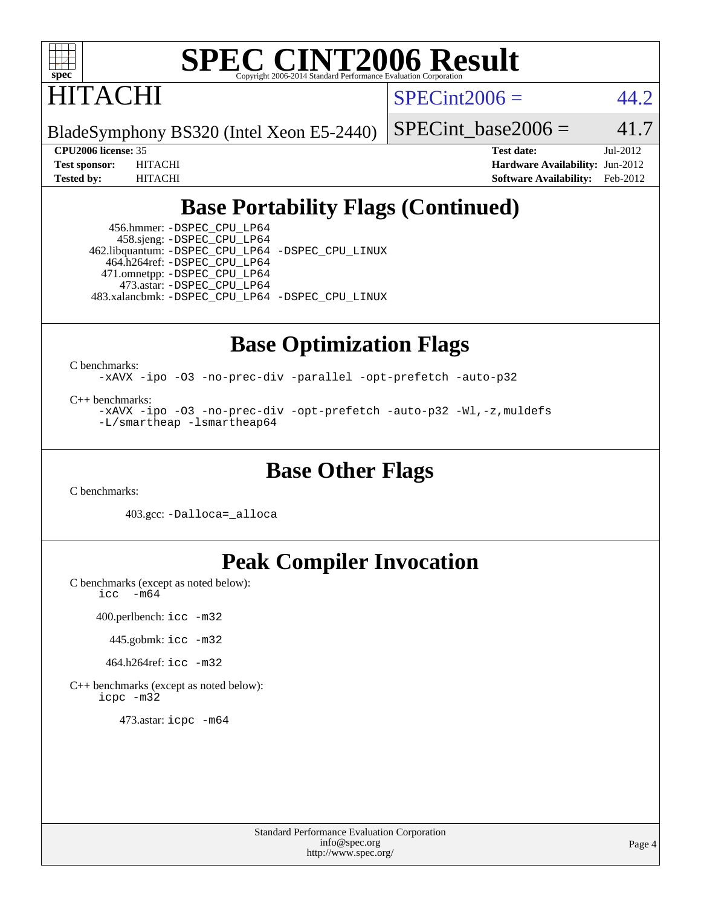# SPEC CINT2006 Result

Copyright 2006-2014 Standard Performance Evaluation Corporation

## HITACHI

BladeSymphony BS320 (Intel Xeon E5-2440)

SPECint2006 = 44.2

SPECint_base2006 = 41.7

**CPU2006 license:** 35
**Test sponsor:** HITACHI
**Tested by:** HITACHI

**Test date:** Jul-2012
**Hardware Availability:** Jun-2012
**Software Availability:** Feb-2012

## Base Portability Flags (Continued)

456.hmmer: `-DSPEC_CPU_LP64`
458.sjeng: `-DSPEC_CPU_LP64`
462.libquantum: `-DSPEC_CPU_LP64 -DSPEC_CPU_LINUX`
464.h264ref: `-DSPEC_CPU_LP64`
471.omnetpp: `-DSPEC_CPU_LP64`
473.astar: `-DSPEC_CPU_LP64`
483.xalancbmk: `-DSPEC_CPU_LP64 -DSPEC_CPU_LINUX`

## Base Optimization Flags

C benchmarks:

```
-xAVX -ipo -O3 -no-prec-div -parallel -opt-prefetch -auto-p32
```

C++ benchmarks:

```
-xAVX -ipo -O3 -no-prec-div -opt-prefetch -auto-p32 -Wl,-z,muldefs
-L/smartheap -lsmartheap64
```

## Base Other Flags

C benchmarks:

403.gcc: `-Dalloca=_alloca`

## Peak Compiler Invocation

C benchmarks (except as noted below):

```
icc -m64
```

400.perlbench: `icc -m32`

445.gobmk: `icc -m32`

464.h264ref: `icc -m32`

C++ benchmarks (except as noted below):

```
icpc -m32
```

473.astar: `icpc -m64`

Standard Performance Evaluation Corporation
info@spec.org
http://www.spec.org/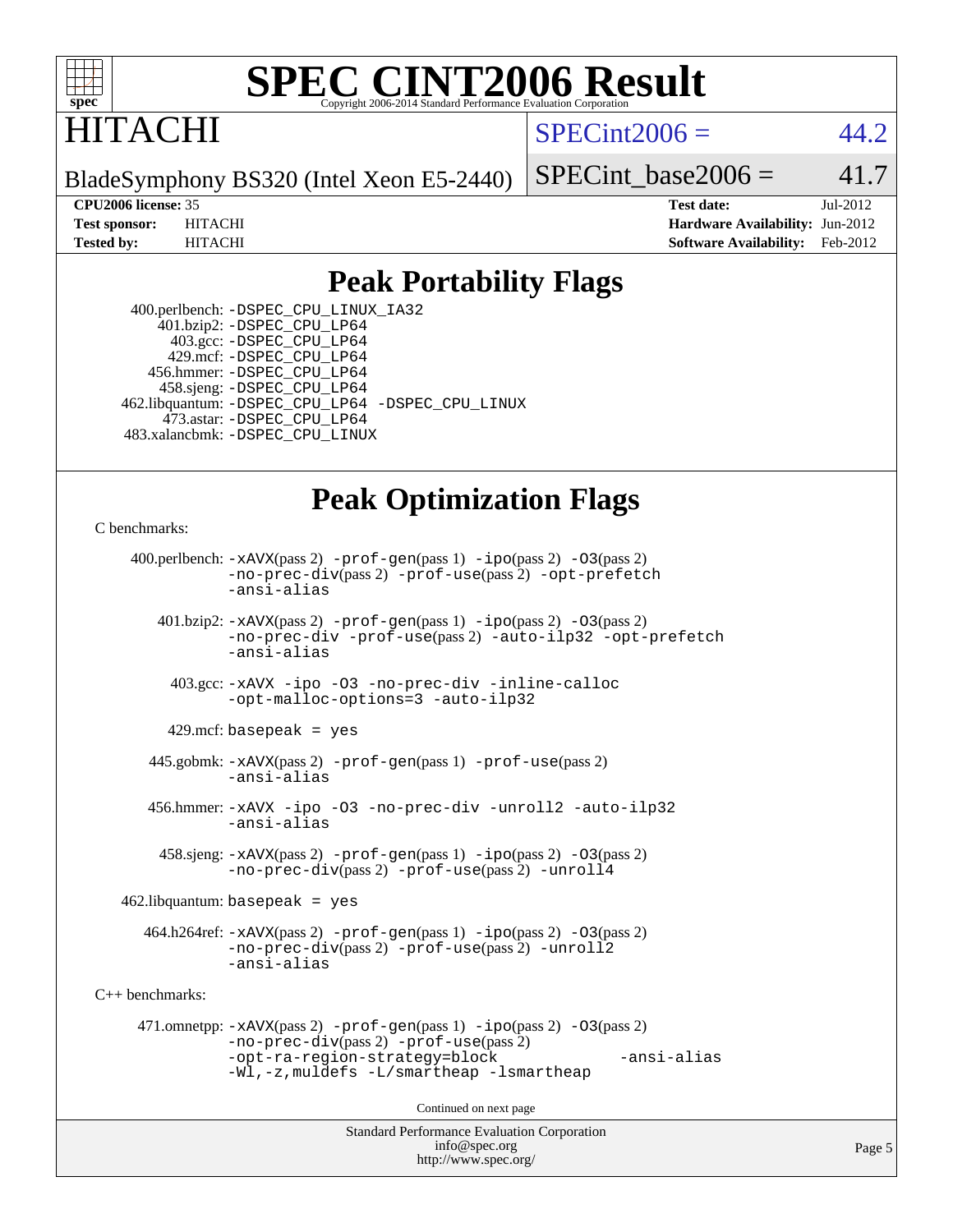# SPEC CINT2006 Result

HITACHI

BladeSymphony BS320 (Intel Xeon E5-2440)

SPECint2006 = 44.2

SPECint_base2006 = 41.7

**CPU2006 license:** 35
**Test sponsor:** HITACHI
**Tested by:** HITACHI

**Test date:** Jul-2012
**Hardware Availability:** Jun-2012
**Software Availability:** Feb-2012

## Peak Portability Flags

400.perlbench: -DSPEC_CPU_LINUX_IA32
401.bzip2: -DSPEC_CPU_LP64
403.gcc: -DSPEC_CPU_LP64
429.mcf: -DSPEC_CPU_LP64
456.hmmer: -DSPEC_CPU_LP64
458.sjeng: -DSPEC_CPU_LP64
462.libquantum: -DSPEC_CPU_LP64 -DSPEC_CPU_LINUX
473.astar: -DSPEC_CPU_LP64
483.xalancbmk: -DSPEC_CPU_LINUX

## Peak Optimization Flags

C benchmarks:

400.perlbench: -xAVX(pass 2) -prof-gen(pass 1) -ipo(pass 2) -O3(pass 2) -no-prec-div(pass 2) -prof-use(pass 2) -opt-prefetch -ansi-alias

401.bzip2: -xAVX(pass 2) -prof-gen(pass 1) -ipo(pass 2) -O3(pass 2) -no-prec-div -prof-use(pass 2) -auto-ilp32 -opt-prefetch -ansi-alias

403.gcc: -xAVX -ipo -O3 -no-prec-div -inline-calloc -opt-malloc-options=3 -auto-ilp32

429.mcf: basepeak = yes

445.gobmk: -xAVX(pass 2) -prof-gen(pass 1) -prof-use(pass 2) -ansi-alias

456.hmmer: -xAVX -ipo -O3 -no-prec-div -unroll2 -auto-ilp32 -ansi-alias

458.sjeng: -xAVX(pass 2) -prof-gen(pass 1) -ipo(pass 2) -O3(pass 2) -no-prec-div(pass 2) -prof-use(pass 2) -unroll4

462.libquantum: basepeak = yes

464.h264ref: -xAVX(pass 2) -prof-gen(pass 1) -ipo(pass 2) -O3(pass 2) -no-prec-div(pass 2) -prof-use(pass 2) -unroll2 -ansi-alias

C++ benchmarks:

471.omnetpp: -xAVX(pass 2) -prof-gen(pass 1) -ipo(pass 2) -O3(pass 2) -no-prec-div(pass 2) -prof-use(pass 2) -opt-ra-region-strategy=block -ansi-alias -Wl,-z,muldefs -L/smartheap -lsmartheap

Continued on next page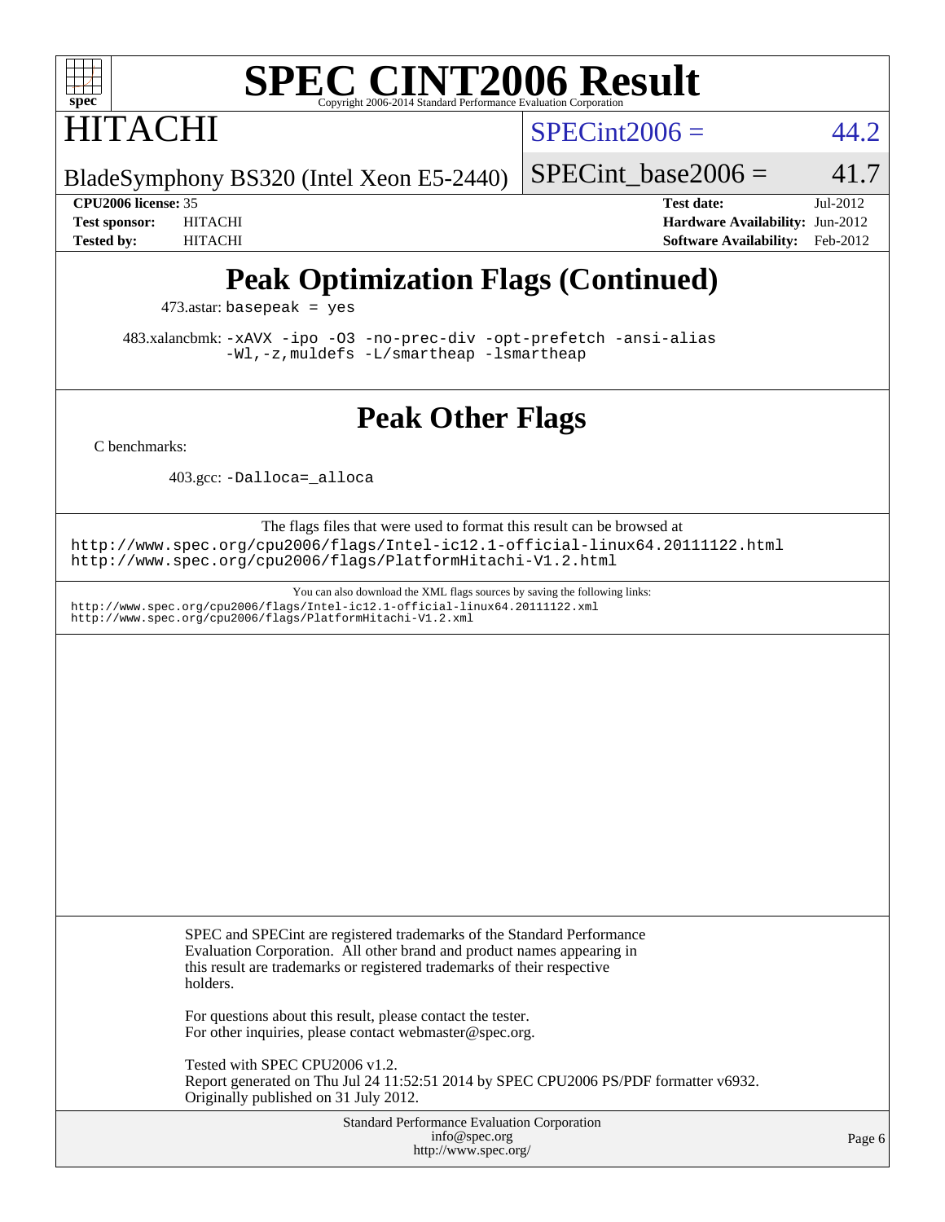## Peak Optimization Flags (Continued)

473.astar: `basepeak = yes`

483.xalancbmk: `-xAVX -ipo -O3 -no-prec-div -opt-prefetch -ansi-alias -Wl,-z,muldefs -L/smartheap -lsmartheap`

## Peak Other Flags

C benchmarks:

403.gcc: `-Dalloca=_alloca`

The flags files that were used to format this result can be browsed at
http://www.spec.org/cpu2006/flags/Intel-ic12.1-official-linux64.20111122.html
http://www.spec.org/cpu2006/flags/PlatformHitachi-V1.2.html

You can also download the XML flags sources by saving the following links:
http://www.spec.org/cpu2006/flags/Intel-ic12.1-official-linux64.20111122.xml
http://www.spec.org/cpu2006/flags/PlatformHitachi-V1.2.xml

SPEC and SPECint are registered trademarks of the Standard Performance Evaluation Corporation. All other brand and product names appearing in this result are trademarks or registered trademarks of their respective holders.

For questions about this result, please contact the tester.
For other inquiries, please contact webmaster@spec.org.

Tested with SPEC CPU2006 v1.2.
Report generated on Thu Jul 24 11:52:51 2014 by SPEC CPU2006 PS/PDF formatter v6932.
Originally published on 31 July 2012.